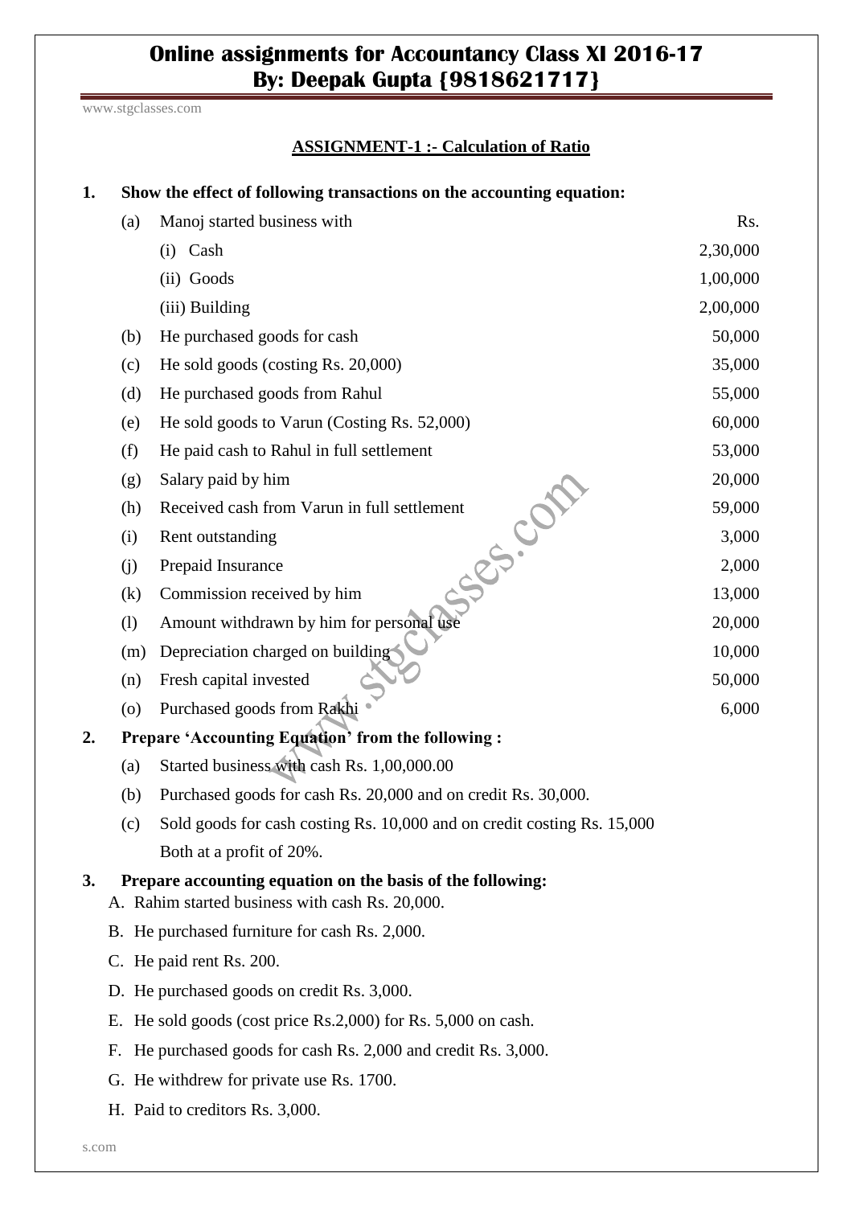# Online assignments for Accountancy Class XI 2016-17
## By: Deepak Gupta {9818621717}

www.stgclasses.com

**ASSIGNMENT-1 :- Calculation of Ratio**

**1. Show the effect of following transactions on the accounting equation:**

| | | Rs. |
|---|---|---|
| (a) | Manoj started business with | |
| | (i) Cash | 2,30,000 |
| | (ii) Goods | 1,00,000 |
| | (iii) Building | 2,00,000 |
| (b) | He purchased goods for cash | 50,000 |
| (c) | He sold goods (costing Rs. 20,000) | 35,000 |
| (d) | He purchased goods from Rahul | 55,000 |
| (e) | He sold goods to Varun (Costing Rs. 52,000) | 60,000 |
| (f) | He paid cash to Rahul in full settlement | 53,000 |
| (g) | Salary paid by him | 20,000 |
| (h) | Received cash from Varun in full settlement | 59,000 |
| (i) | Rent outstanding | 3,000 |
| (j) | Prepaid Insurance | 2,000 |
| (k) | Commission received by him | 13,000 |
| (l) | Amount withdrawn by him for personal use | 20,000 |
| (m) | Depreciation charged on building | 10,000 |
| (n) | Fresh capital invested | 50,000 |
| (o) | Purchased goods from Rakhi | 6,000 |

**2. Prepare 'Accounting Equation' from the following :**

(a) Started business with cash Rs. 1,00,000.00

(b) Purchased goods for cash Rs. 20,000 and on credit Rs. 30,000.

(c) Sold goods for cash costing Rs. 10,000 and on credit costing Rs. 15,000 Both at a profit of 20%.

**3. Prepare accounting equation on the basis of the following:**

A. Rahim started business with cash Rs. 20,000.

B. He purchased furniture for cash Rs. 2,000.

C. He paid rent Rs. 200.

D. He purchased goods on credit Rs. 3,000.

E. He sold goods (cost price Rs.2,000) for Rs. 5,000 on cash.

F. He purchased goods for cash Rs. 2,000 and credit Rs. 3,000.

G. He withdrew for private use Rs. 1700.

H. Paid to creditors Rs. 3,000.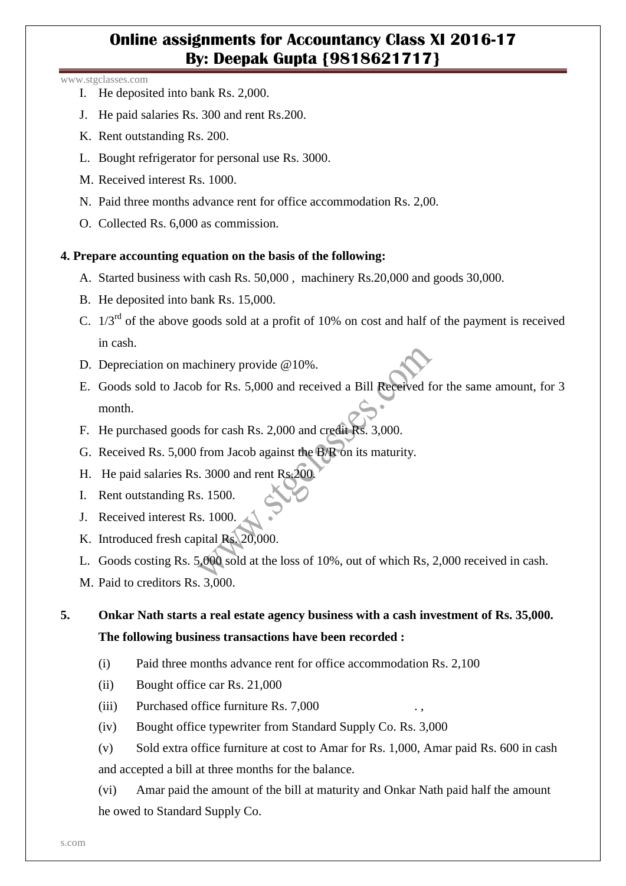I. He deposited into bank Rs. 2,000.

J. He paid salaries Rs. 300 and rent Rs.200.

K. Rent outstanding Rs. 200.

L. Bought refrigerator for personal use Rs. 3000.

M. Received interest Rs. 1000.

N. Paid three months advance rent for office accommodation Rs. 2,00.

O. Collected Rs. 6,000 as commission.

**4. Prepare accounting equation on the basis of the following:**

A. Started business with cash Rs. 50,000 , machinery Rs.20,000 and goods 30,000.

B. He deposited into bank Rs. 15,000.

C. 1/3rd of the above goods sold at a profit of 10% on cost and half of the payment is received in cash.

D. Depreciation on machinery provide @10%.

E. Goods sold to Jacob for Rs. 5,000 and received a Bill Received for the same amount, for 3 month.

F. He purchased goods for cash Rs. 2,000 and credit Rs. 3,000.

G. Received Rs. 5,000 from Jacob against the B/R on its maturity.

H. He paid salaries Rs. 3000 and rent Rs.200.

I. Rent outstanding Rs. 1500.

J. Received interest Rs. 1000.

K. Introduced fresh capital Rs. 20,000.

L. Goods costing Rs. 5,000 sold at the loss of 10%, out of which Rs, 2,000 received in cash.

M. Paid to creditors Rs. 3,000.

**5. Onkar Nath starts a real estate agency business with a cash investment of Rs. 35,000. The following business transactions have been recorded :**

(i) Paid three months advance rent for office accommodation Rs. 2,100

(ii) Bought office car Rs. 21,000

(iii) Purchased office furniture Rs. 7,000

(iv) Bought office typewriter from Standard Supply Co. Rs. 3,000

(v) Sold extra office furniture at cost to Amar for Rs. 1,000, Amar paid Rs. 600 in cash and accepted a bill at three months for the balance.

(vi) Amar paid the amount of the bill at maturity and Onkar Nath paid half the amount he owed to Standard Supply Co.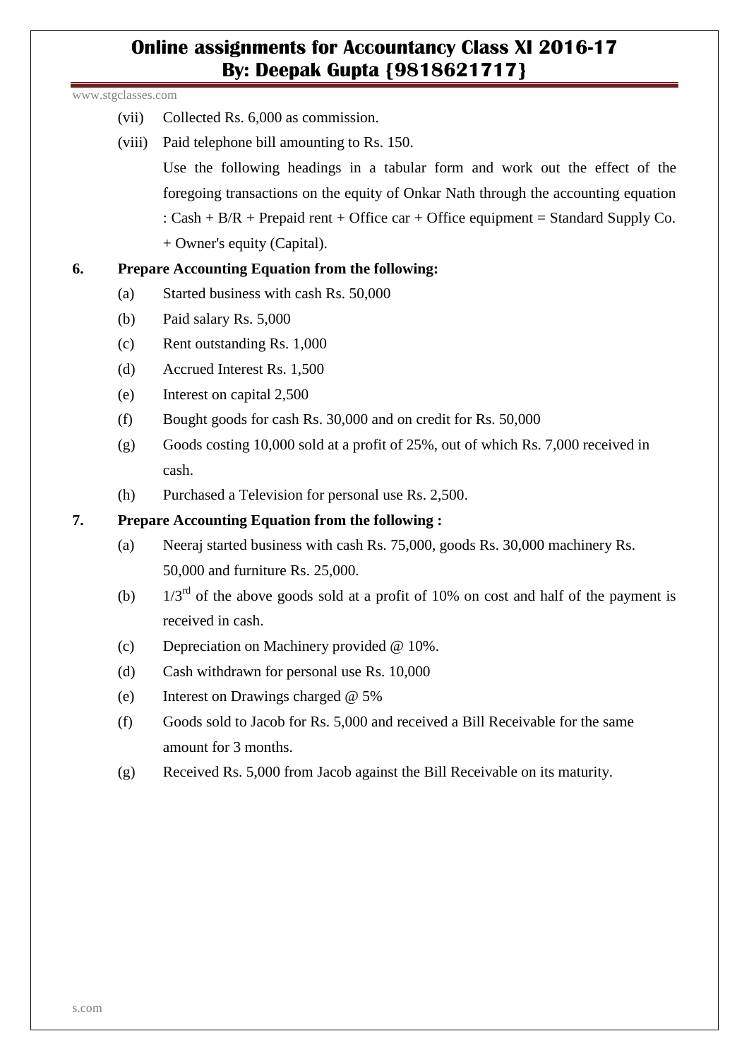(vii) Collected Rs. 6,000 as commission.

(viii) Paid telephone bill amounting to Rs. 150.

Use the following headings in a tabular form and work out the effect of the foregoing transactions on the equity of Onkar Nath through the accounting equation : Cash + B/R + Prepaid rent + Office car + Office equipment = Standard Supply Co. + Owner's equity (Capital).

**6. Prepare Accounting Equation from the following:**

(a) Started business with cash Rs. 50,000

(b) Paid salary Rs. 5,000

(c) Rent outstanding Rs. 1,000

(d) Accrued Interest Rs. 1,500

(e) Interest on capital 2,500

(f) Bought goods for cash Rs. 30,000 and on credit for Rs. 50,000

(g) Goods costing 10,000 sold at a profit of 25%, out of which Rs. 7,000 received in cash.

(h) Purchased a Television for personal use Rs. 2,500.

**7. Prepare Accounting Equation from the following :**

(a) Neeraj started business with cash Rs. 75,000, goods Rs. 30,000 machinery Rs. 50,000 and furniture Rs. 25,000.

(b) 1/3rd of the above goods sold at a profit of 10% on cost and half of the payment is received in cash.

(c) Depreciation on Machinery provided @ 10%.

(d) Cash withdrawn for personal use Rs. 10,000

(e) Interest on Drawings charged @ 5%

(f) Goods sold to Jacob for Rs. 5,000 and received a Bill Receivable for the same amount for 3 months.

(g) Received Rs. 5,000 from Jacob against the Bill Receivable on its maturity.